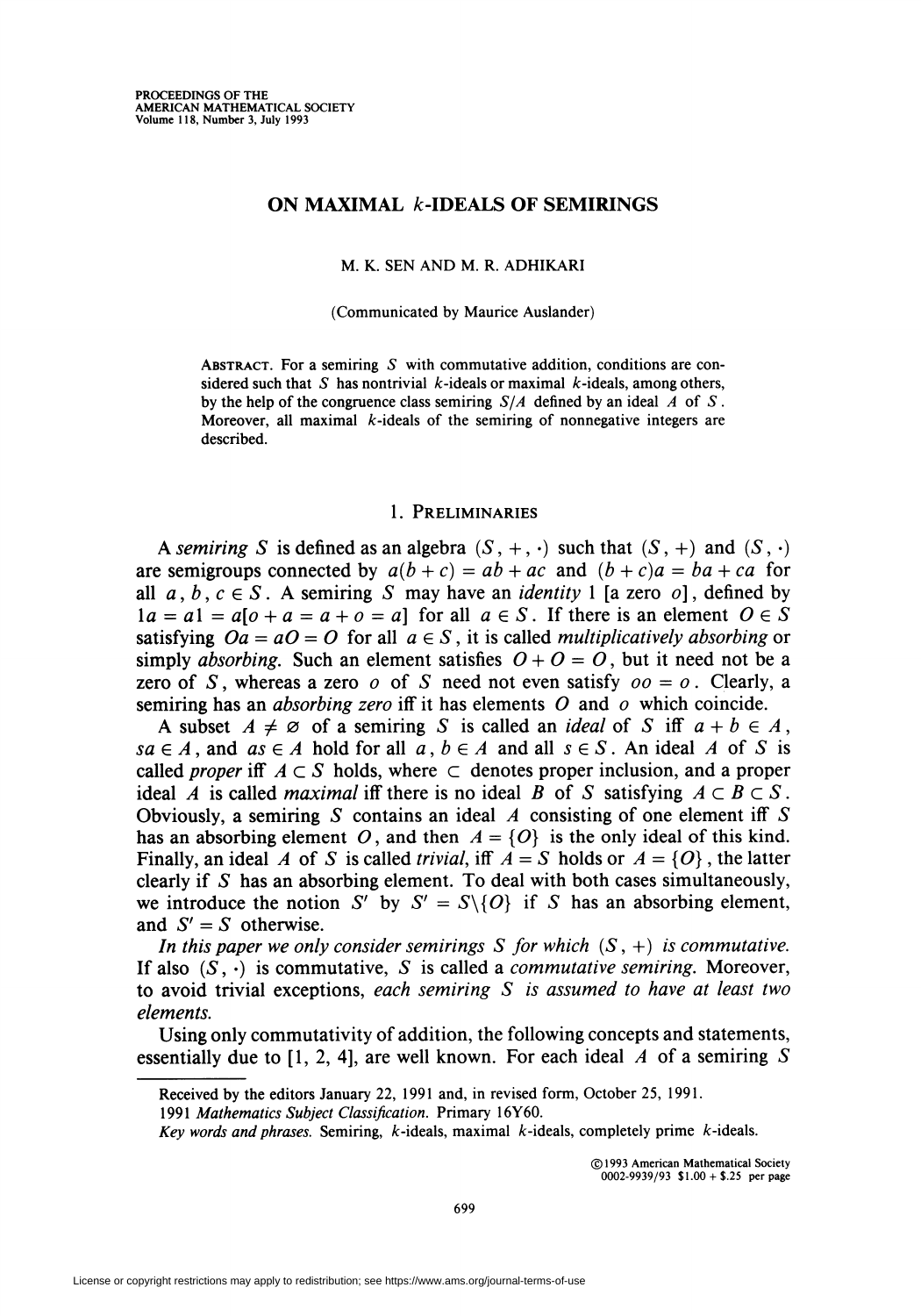# ON MAXIMAL $k$-IDEALS OF SEMIRINGS

M. K. SEN AND M. R. ADHIKARI

(Communicated by Maurice Auslander)

ABSTRACT. For a semiring $S$ with commutative addition, conditions are considered such that $S$ has nontrivial $k$-ideals or maximal $k$-ideals, among others, by the help of the congruence class semiring $S/A$ defined by an ideal $A$ of $S$. Moreover, all maximal $k$-ideals of the semiring of nonnegative integers are described.

## 1. PRELIMINARIES

A *semiring* $S$ is defined as an algebra $(S, +, \cdot)$ such that $(S, +)$ and $(S, \cdot)$ are semigroups connected by $a(b+c) = ab + ac$ and $(b+c)a = ba + ca$ for all $a, b, c \in S$. A semiring $S$ may have an *identity* 1 [a zero $o$], defined by $1a = a1 = a[o + a = a + o = a]$ for all $a \in S$. If there is an element $O \in S$ satisfying $Oa = aO = O$ for all $a \in S$, it is called *multiplicatively absorbing* or simply *absorbing*. Such an element satisfies $O + O = O$, but it need not be a zero of $S$, whereas a zero $o$ of $S$ need not even satisfy $oo = o$. Clearly, a semiring has an *absorbing zero* iff it has elements $O$ and $o$ which coincide.

A subset $A \neq \varnothing$ of a semiring $S$ is called an *ideal* of $S$ iff $a + b \in A$, $sa \in A$, and $as \in A$ hold for all $a, b \in A$ and all $s \in S$. An ideal $A$ of $S$ is called *proper* iff $A \subset S$ holds, where $\subset$ denotes proper inclusion, and a proper ideal $A$ is called *maximal* iff there is no ideal $B$ of $S$ satisfying $A \subset B \subset S$. Obviously, a semiring $S$ contains an ideal $A$ consisting of one element iff $S$ has an absorbing element $O$, and then $A = \{O\}$ is the only ideal of this kind. Finally, an ideal $A$ of $S$ is called *trivial*, iff $A = S$ holds or $A = \{O\}$, the latter clearly if $S$ has an absorbing element. To deal with both cases simultaneously, we introduce the notion $S'$ by $S' = S \backslash \{O\}$ if $S$ has an absorbing element, and $S' = S$ otherwise.

*In this paper we only consider semirings $S$ for which $(S, +)$ is commutative.* If also $(S, \cdot)$ is commutative, $S$ is called a *commutative semiring*. Moreover, to avoid trivial exceptions, *each semiring $S$ is assumed to have at least two elements.*

Using only commutativity of addition, the following concepts and statements, essentially due to [1, 2, 4], are well known. For each ideal $A$ of a semiring $S$

---

Received by the editors January 22, 1991 and, in revised form, October 25, 1991.

1991 *Mathematics Subject Classification*. Primary 16Y60.

*Key words and phrases.* Semiring, $k$-ideals, maximal $k$-ideals, completely prime $k$-ideals.

©1993 American Mathematical Society
0002-9939/93 $1.00 + $.25 per page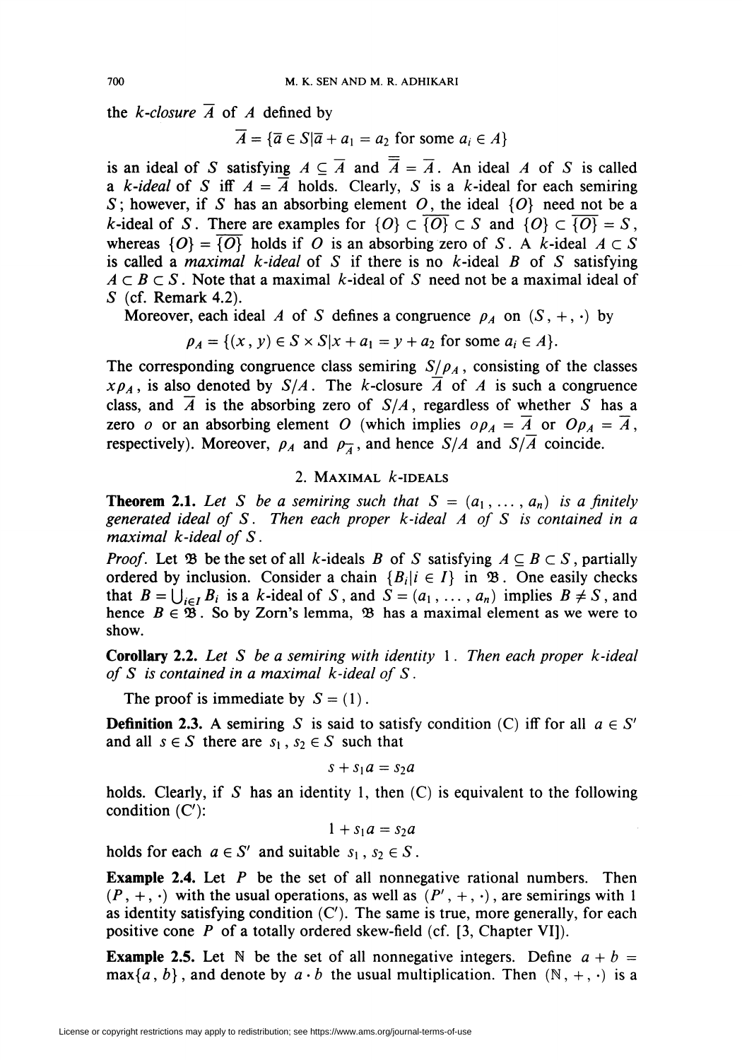the *k-closure* $\overline{A}$ of $A$ defined by

$$\overline{A} = \{\overline{a} \in S | \overline{a} + a_1 = a_2 \text{ for some } a_i \in A\}$$

is an ideal of $S$ satisfying $A \subseteq \overline{A}$ and $\overline{\overline{A}} = \overline{A}$. An ideal $A$ of $S$ is called a *k-ideal* of $S$ iff $A = \overline{A}$ holds. Clearly, $S$ is a $k$-ideal for each semiring $S$; however, if $S$ has an absorbing element $O$, the ideal $\{O\}$ need not be a $k$-ideal of $S$. There are examples for $\{O\} \subset \overline{\{O\}} \subset S$ and $\{O\} \subset \overline{\{O\}} = S$, whereas $\{O\} = \overline{\{O\}}$ holds if $O$ is an absorbing zero of $S$. A $k$-ideal $A \subset S$ is called a *maximal k-ideal* of $S$ if there is no $k$-ideal $B$ of $S$ satisfying $A \subset B \subset S$. Note that a maximal $k$-ideal of $S$ need not be a maximal ideal of $S$ (cf. Remark 4.2).

Moreover, each ideal $A$ of $S$ defines a congruence $\rho_A$ on $(S, +, \cdot)$ by

$$\rho_A = \{(x, y) \in S \times S | x + a_1 = y + a_2 \text{ for some } a_i \in A\}.$$

The corresponding congruence class semiring $S/\rho_A$, consisting of the classes $x\rho_A$, is also denoted by $S/A$. The $k$-closure $\overline{A}$ of $A$ is such a congruence class, and $\overline{A}$ is the absorbing zero of $S/A$, regardless of whether $S$ has a zero $o$ or an absorbing element $O$ (which implies $o\rho_A = \overline{A}$ or $O\rho_A = \overline{A}$, respectively). Moreover, $\rho_A$ and $\rho_{\overline{A}}$, and hence $S/A$ and $S/\overline{A}$ coincide.

## 2. Maximal $k$-ideals

**Theorem 2.1.** *Let $S$ be a semiring such that $S = (a_1, \dots, a_n)$ is a finitely generated ideal of $S$. Then each proper $k$-ideal $A$ of $S$ is contained in a maximal $k$-ideal of $S$.*

*Proof.* Let $\mathfrak{B}$ be the set of all $k$-ideals $B$ of $S$ satisfying $A \subseteq B \subset S$, partially ordered by inclusion. Consider a chain $\{B_i | i \in I\}$ in $\mathfrak{B}$. One easily checks that $B = \bigcup_{i \in I} B_i$ is a $k$-ideal of $S$, and $S = (a_1, \dots, a_n)$ implies $B \neq S$, and hence $B \in \mathfrak{B}$. So by Zorn's lemma, $\mathfrak{B}$ has a maximal element as we were to show.

**Corollary 2.2.** *Let $S$ be a semiring with identity 1. Then each proper $k$-ideal of $S$ is contained in a maximal $k$-ideal of $S$.*

The proof is immediate by $S = (1)$.

**Definition 2.3.** A semiring $S$ is said to satisfy condition (C) iff for all $a \in S'$ and all $s \in S$ there are $s_1, s_2 \in S$ such that

$$s + s_1 a = s_2 a$$

holds. Clearly, if $S$ has an identity 1, then (C) is equivalent to the following condition (C$'$):

$$1 + s_1 a = s_2 a$$

holds for each $a \in S'$ and suitable $s_1, s_2 \in S$.

**Example 2.4.** Let $P$ be the set of all nonnegative rational numbers. Then $(P, +, \cdot)$ with the usual operations, as well as $(P', +, \cdot)$, are semirings with 1 as identity satisfying condition (C$'$). The same is true, more generally, for each positive cone $P$ of a totally ordered skew-field (cf. [3, Chapter VI]).

**Example 2.5.** Let $\mathbb{N}$ be the set of all nonnegative integers. Define $a + b = \max\{a, b\}$, and denote by $a \cdot b$ the usual multiplication. Then $(\mathbb{N}, +, \cdot)$ is a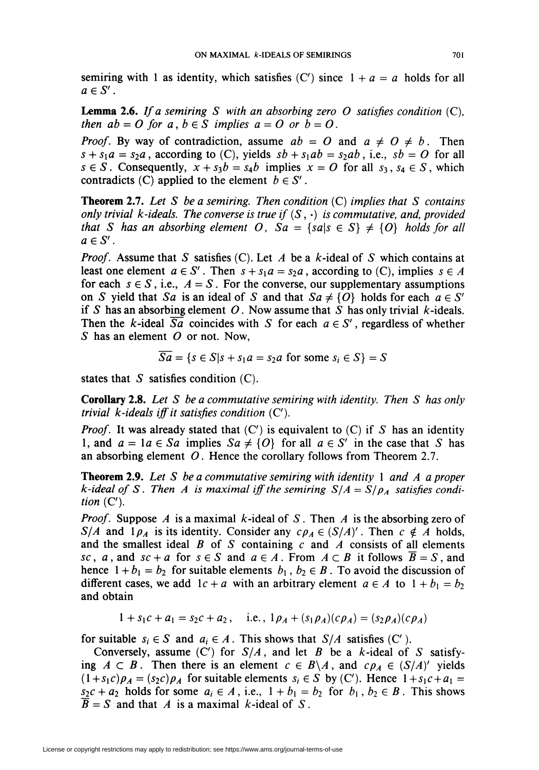semiring with 1 as identity, which satisfies (C′) since $1 + a = a$ holds for all $a \in S'$.

**Lemma 2.6.** *If a semiring $S$ with an absorbing zero $O$ satisfies condition* (C), *then $ab = O$ for $a, b \in S$ implies $a = O$ or $b = O$.*

*Proof.* By way of contradiction, assume $ab = O$ and $a \neq O \neq b$. Then $s + s_1 a = s_2 a$, according to (C), yields $sb + s_1 ab = s_2 ab$, i.e., $sb = O$ for all $s \in S$. Consequently, $x + s_3 b = s_4 b$ implies $x = O$ for all $s_3, s_4 \in S$, which contradicts (C) applied to the element $b \in S'$.

**Theorem 2.7.** *Let $S$ be a semiring. Then condition* (C) *implies that $S$ contains only trivial $k$-ideals. The converse is true if $(S, \cdot)$ is commutative, and, provided that $S$ has an absorbing element $O$, $Sa = \{sa | s \in S\} \neq \{O\}$ holds for all $a \in S'$.*

*Proof.* Assume that $S$ satisfies (C). Let $A$ be a $k$-ideal of $S$ which contains at least one element $a \in S'$. Then $s + s_1 a = s_2 a$, according to (C), implies $s \in A$ for each $s \in S$, i.e., $A = S$. For the converse, our supplementary assumptions on $S$ yield that $Sa$ is an ideal of $S$ and that $Sa \neq \{O\}$ holds for each $a \in S'$ if $S$ has an absorbing element $O$. Now assume that $S$ has only trivial $k$-ideals. Then the $k$-ideal $\overline{Sa}$ coincides with $S$ for each $a \in S'$, regardless of whether $S$ has an element $O$ or not. Now,

$$\overline{Sa} = \{s \in S | s + s_1 a = s_2 a \text{ for some } s_i \in S\} = S$$

states that $S$ satisfies condition (C).

**Corollary 2.8.** *Let $S$ be a commutative semiring with identity. Then $S$ has only trivial $k$-ideals iff it satisfies condition* (C′).

*Proof.* It was already stated that (C′) is equivalent to (C) if $S$ has an identity 1, and $a = 1a \in Sa$ implies $Sa \neq \{O\}$ for all $a \in S'$ in the case that $S$ has an absorbing element $O$. Hence the corollary follows from Theorem 2.7.

**Theorem 2.9.** *Let $S$ be a commutative semiring with identity* 1 *and $A$ a proper $k$-ideal of $S$. Then $A$ is maximal iff the semiring $S/A = S/\rho_A$ satisfies condition* (C′).

*Proof.* Suppose $A$ is a maximal $k$-ideal of $S$. Then $A$ is the absorbing zero of $S/A$ and $1\rho_A$ is its identity. Consider any $c\rho_A \in (S/A)'$. Then $c \notin A$ holds, and the smallest ideal $B$ of $S$ containing $c$ and $A$ consists of all elements $sc$, $a$, and $sc + a$ for $s \in S$ and $a \in A$. From $A \subset B$ it follows $\overline{B} = S$, and hence $1 + b_1 = b_2$ for suitable elements $b_1, b_2 \in B$. To avoid the discussion of different cases, we add $1c + a$ with an arbitrary element $a \in A$ to $1 + b_1 = b_2$ and obtain

$$1 + s_1 c + a_1 = s_2 c + a_2, \quad \text{i.e.,} \ 1\rho_A + (s_1\rho_A)(c\rho_A) = (s_2\rho_A)(c\rho_A)$$

for suitable $s_i \in S$ and $a_i \in A$. This shows that $S/A$ satisfies (C′).

Conversely, assume (C′) for $S/A$, and let $B$ be a $k$-ideal of $S$ satisfying $A \subset B$. Then there is an element $c \in B \backslash A$, and $c\rho_A \in (S/A)'$ yields $(1 + s_1 c)\rho_A = (s_2 c)\rho_A$ for suitable elements $s_i \in S$ by (C′). Hence $1 + s_1 c + a_1 = s_2 c + a_2$ holds for some $a_i \in A$, i.e., $1 + b_1 = b_2$ for $b_1, b_2 \in B$. This shows $\overline{B} = S$ and that $A$ is a maximal $k$-ideal of $S$.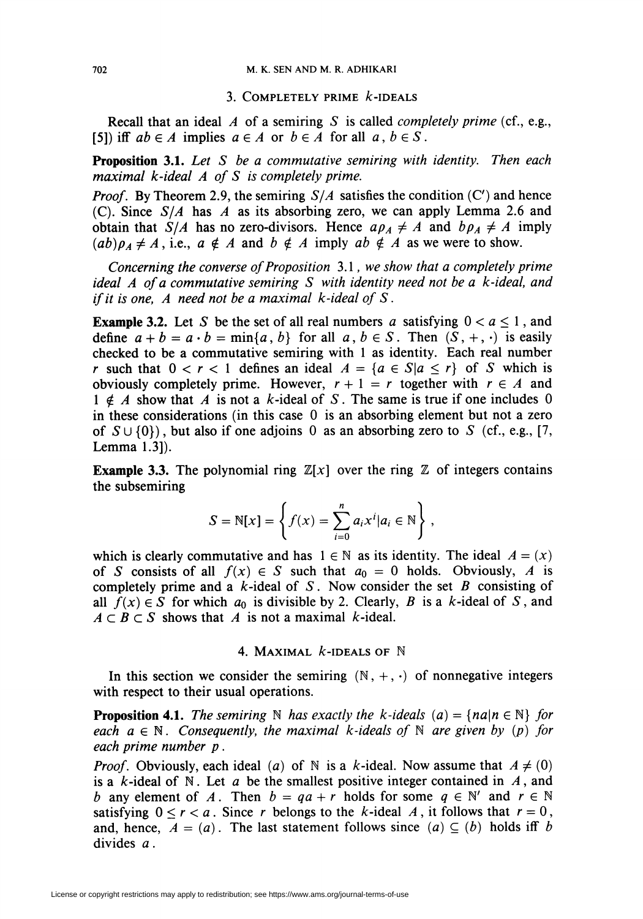## 3. Completely prime $k$-ideals

Recall that an ideal $A$ of a semiring $S$ is called *completely prime* (cf., e.g., [5]) iff $ab \in A$ implies $a \in A$ or $b \in A$ for all $a, b \in S$.

**Proposition 3.1.** *Let $S$ be a commutative semiring with identity. Then each maximal $k$-ideal $A$ of $S$ is completely prime.*

*Proof.* By Theorem 2.9, the semiring $S/A$ satisfies the condition (C′) and hence (C). Since $S/A$ has $A$ as its absorbing zero, we can apply Lemma 2.6 and obtain that $S/A$ has no zero-divisors. Hence $a\rho_A \neq A$ and $b\rho_A \neq A$ imply $(ab)\rho_A \neq A$, i.e., $a \notin A$ and $b \notin A$ imply $ab \notin A$ as we were to show.

*Concerning the converse of Proposition* 3.1, *we show that a completely prime ideal $A$ of a commutative semiring $S$ with identity need not be a $k$-ideal, and if it is one, $A$ need not be a maximal $k$-ideal of $S$.*

**Example 3.2.** Let $S$ be the set of all real numbers $a$ satisfying $0 < a \leq 1$, and define $a + b = a \cdot b = \min\{a, b\}$ for all $a, b \in S$. Then $(S, +, \cdot)$ is easily checked to be a commutative semiring with 1 as identity. Each real number $r$ such that $0 < r < 1$ defines an ideal $A = \{a \in S | a \leq r\}$ of $S$ which is obviously completely prime. However, $r + 1 = r$ together with $r \in A$ and $1 \notin A$ show that $A$ is not a $k$-ideal of $S$. The same is true if one includes 0 in these considerations (in this case 0 is an absorbing element but not a zero of $S \cup \{0\}$), but also if one adjoins 0 as an absorbing zero to $S$ (cf., e.g., [7, Lemma 1.3]).

**Example 3.3.** The polynomial ring $\mathbb{Z}[x]$ over the ring $\mathbb{Z}$ of integers contains the subsemiring

$$S = \mathbb{N}[x] = \left\{ f(x) = \sum_{i=0}^{n} a_i x^i | a_i \in \mathbb{N} \right\},$$

which is clearly commutative and has $1 \in \mathbb{N}$ as its identity. The ideal $A = (x)$ of $S$ consists of all $f(x) \in S$ such that $a_0 = 0$ holds. Obviously, $A$ is completely prime and a $k$-ideal of $S$. Now consider the set $B$ consisting of all $f(x) \in S$ for which $a_0$ is divisible by 2. Clearly, $B$ is a $k$-ideal of $S$, and $A \subset B \subset S$ shows that $A$ is not a maximal $k$-ideal.

## 4. Maximal $k$-ideals of $\mathbb{N}$

In this section we consider the semiring $(\mathbb{N}, +, \cdot)$ of nonnegative integers with respect to their usual operations.

**Proposition 4.1.** *The semiring $\mathbb{N}$ has exactly the $k$-ideals $(a) = \{na | n \in \mathbb{N}\}$ for each $a \in \mathbb{N}$. Consequently, the maximal $k$-ideals of $\mathbb{N}$ are given by $(p)$ for each prime number $p$.*

*Proof.* Obviously, each ideal $(a)$ of $\mathbb{N}$ is a $k$-ideal. Now assume that $A \neq (0)$ is a $k$-ideal of $\mathbb{N}$. Let $a$ be the smallest positive integer contained in $A$, and $b$ any element of $A$. Then $b = qa + r$ holds for some $q \in \mathbb{N}'$ and $r \in \mathbb{N}$ satisfying $0 \leq r < a$. Since $r$ belongs to the $k$-ideal $A$, it follows that $r = 0$, and, hence, $A = (a)$. The last statement follows since $(a) \subseteq (b)$ holds iff $b$ divides $a$.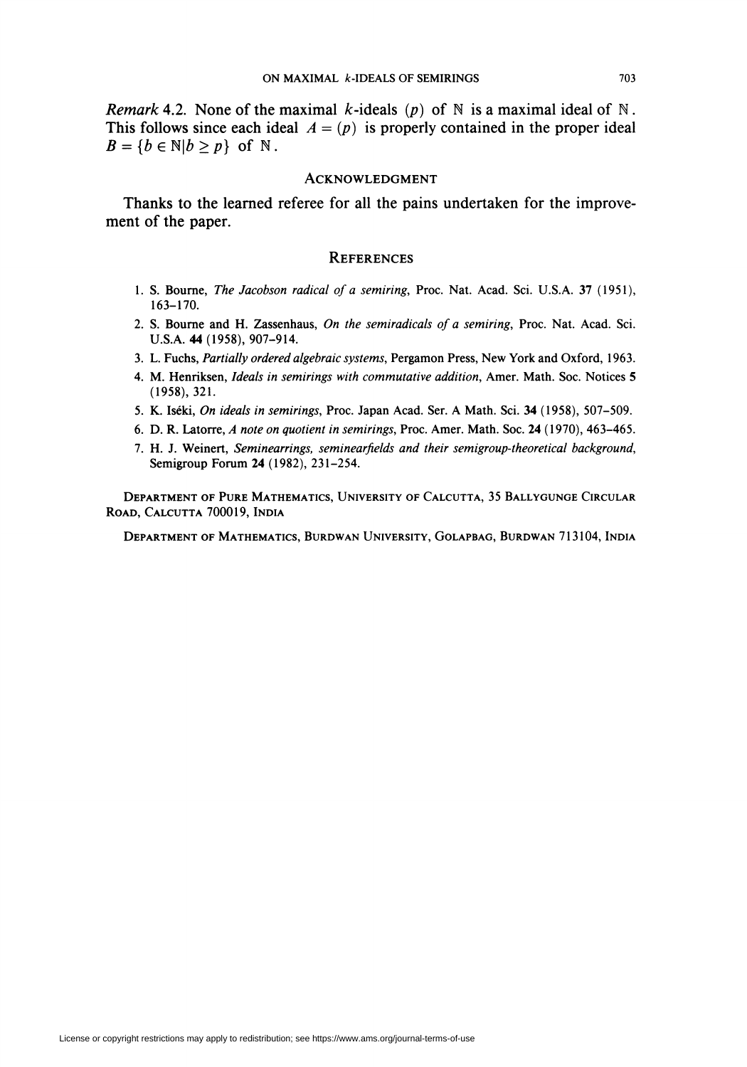*Remark* 4.2. None of the maximal $k$-ideals $(p)$ of $\mathbb{N}$ is a maximal ideal of $\mathbb{N}$. This follows since each ideal $A = (p)$ is properly contained in the proper ideal $B = \{b \in \mathbb{N} | b \geq p\}$ of $\mathbb{N}$.

## Acknowledgment

Thanks to the learned referee for all the pains undertaken for the improvement of the paper.

## References

1. S. Bourne, *The Jacobson radical of a semiring*, Proc. Nat. Acad. Sci. U.S.A. **37** (1951), 163–170.
2. S. Bourne and H. Zassenhaus, *On the semiradicals of a semiring*, Proc. Nat. Acad. Sci. U.S.A. **44** (1958), 907–914.
3. L. Fuchs, *Partially ordered algebraic systems*, Pergamon Press, New York and Oxford, 1963.
4. M. Henriksen, *Ideals in semirings with commutative addition*, Amer. Math. Soc. Notices **5** (1958), 321.
5. K. Iséki, *On ideals in semirings*, Proc. Japan Acad. Ser. A Math. Sci. **34** (1958), 507–509.
6. D. R. Latorre, *A note on quotient in semirings*, Proc. Amer. Math. Soc. **24** (1970), 463–465.
7. H. J. Weinert, *Seminearrings, seminearfields and their semigroup-theoretical background*, Semigroup Forum **24** (1982), 231–254.

Department of Pure Mathematics, University of Calcutta, 35 Ballygunge Circular Road, Calcutta 700019, India

Department of Mathematics, Burdwan University, Golapbag, Burdwan 713104, India